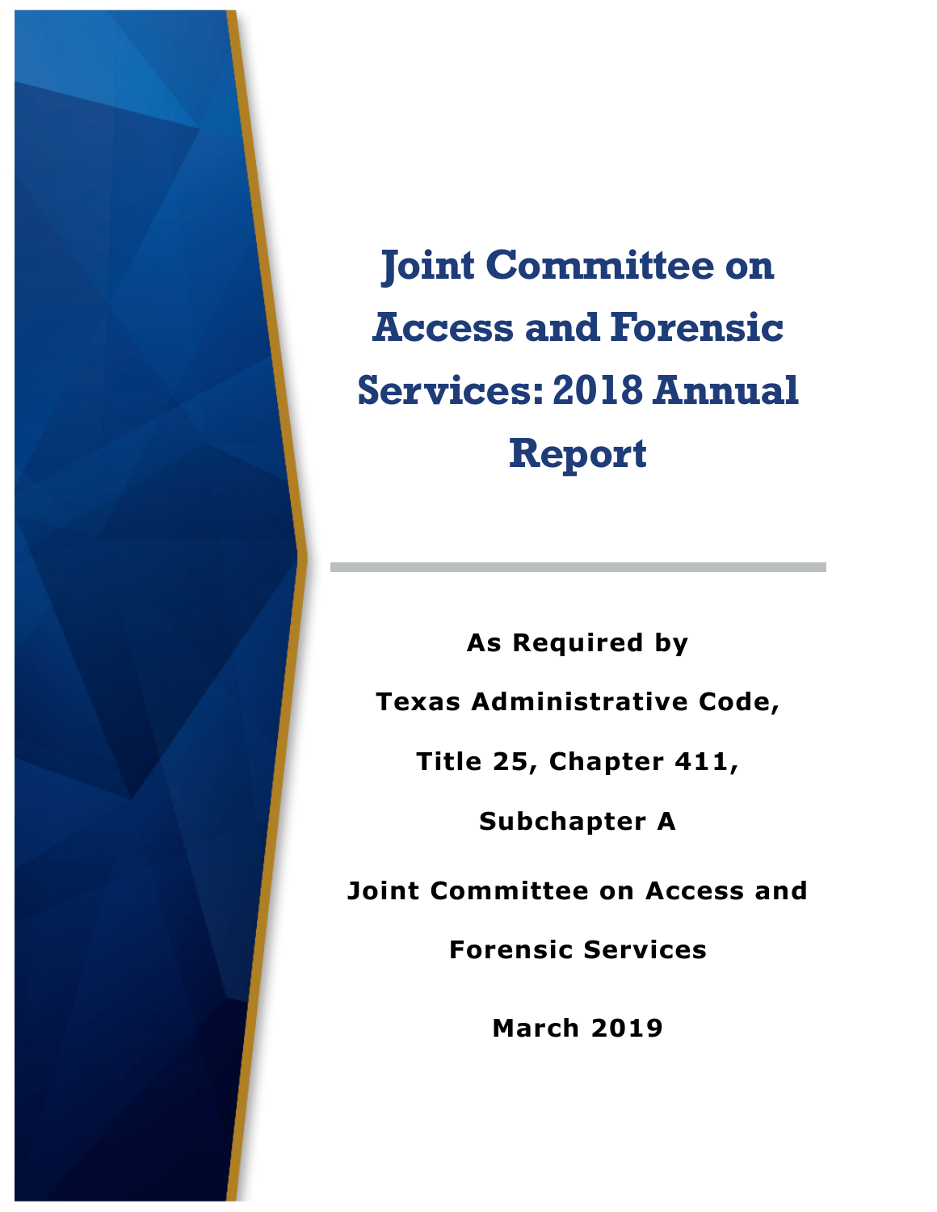# Joint Committee on Access and Forensic Services: 2018 Annual Report

**As Required by**

**Texas Administrative Code,**

**Title 25, Chapter 411,**

**Subchapter A**

**Joint Committee on Access and Forensic Services**

**March 2019**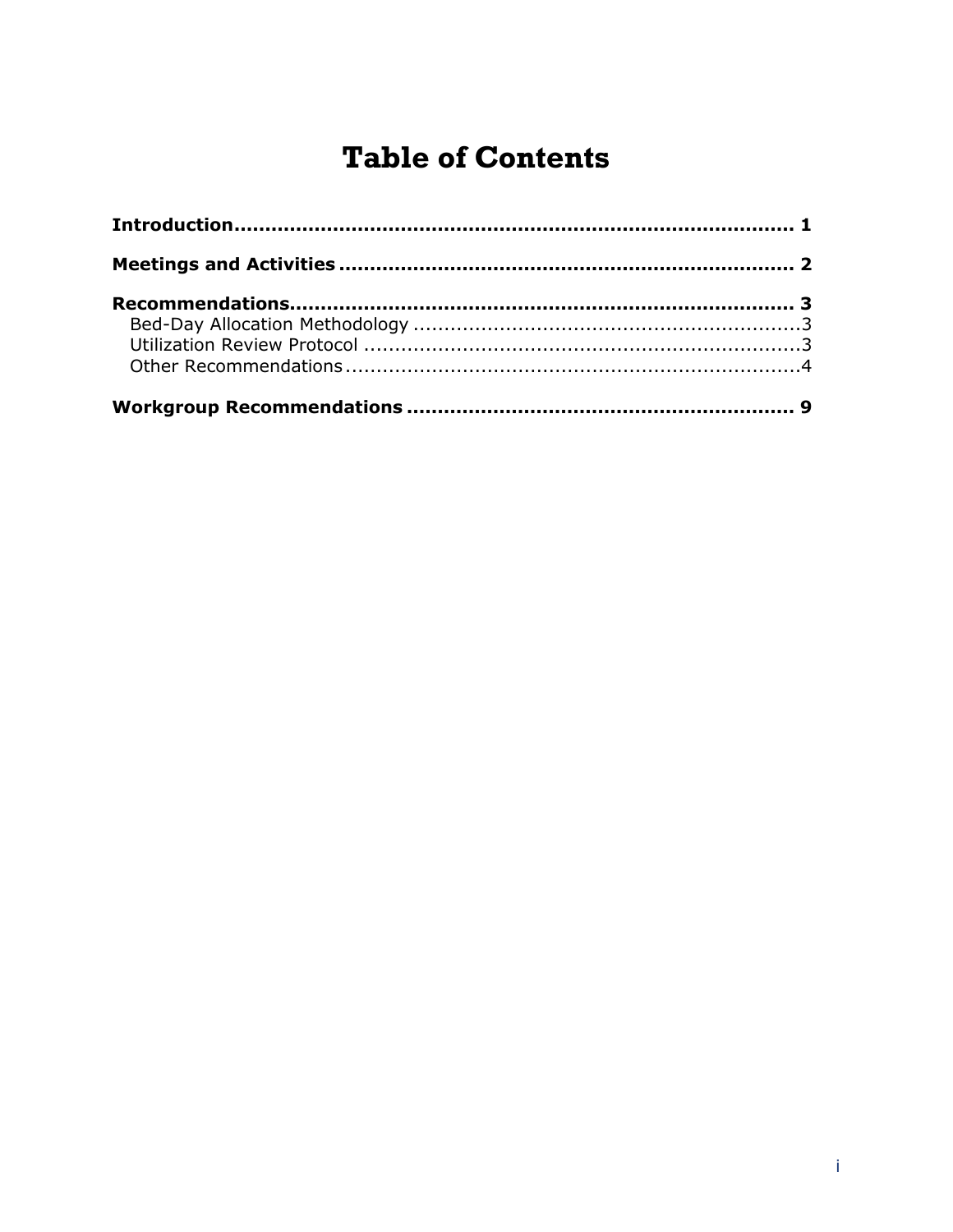# Table of Contents

**Introduction** .......................................................................................... **1**

**Meetings and Activities** ......................................................................... **2**

**Recommendations** ................................................................................. **3**

- Bed-Day Allocation Methodology ............................................................... 3
- Utilization Review Protocol ........................................................................ 3
- Other Recommendations ........................................................................... 4

**Workgroup Recommendations** .............................................................. **9**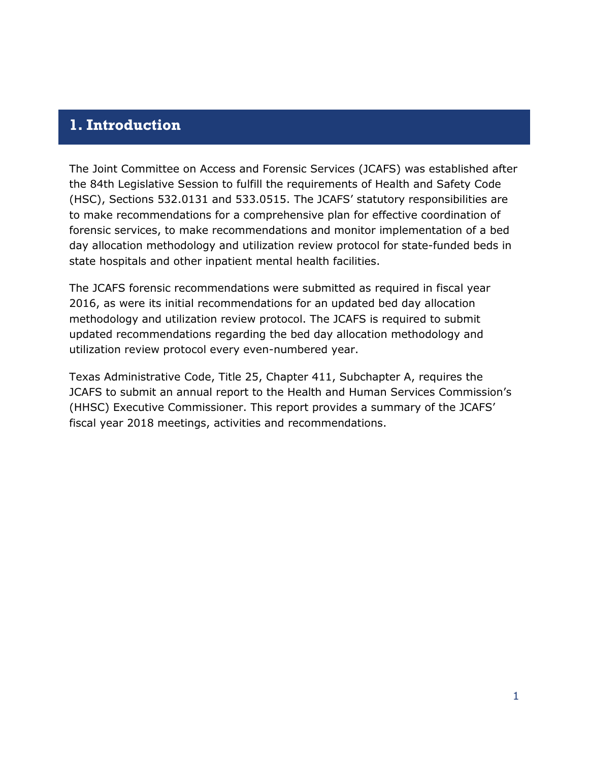# 1. Introduction

The Joint Committee on Access and Forensic Services (JCAFS) was established after the 84th Legislative Session to fulfill the requirements of Health and Safety Code (HSC), Sections 532.0131 and 533.0515. The JCAFS' statutory responsibilities are to make recommendations for a comprehensive plan for effective coordination of forensic services, to make recommendations and monitor implementation of a bed day allocation methodology and utilization review protocol for state-funded beds in state hospitals and other inpatient mental health facilities.

The JCAFS forensic recommendations were submitted as required in fiscal year 2016, as were its initial recommendations for an updated bed day allocation methodology and utilization review protocol. The JCAFS is required to submit updated recommendations regarding the bed day allocation methodology and utilization review protocol every even-numbered year.

Texas Administrative Code, Title 25, Chapter 411, Subchapter A, requires the JCAFS to submit an annual report to the Health and Human Services Commission's (HHSC) Executive Commissioner. This report provides a summary of the JCAFS' fiscal year 2018 meetings, activities and recommendations.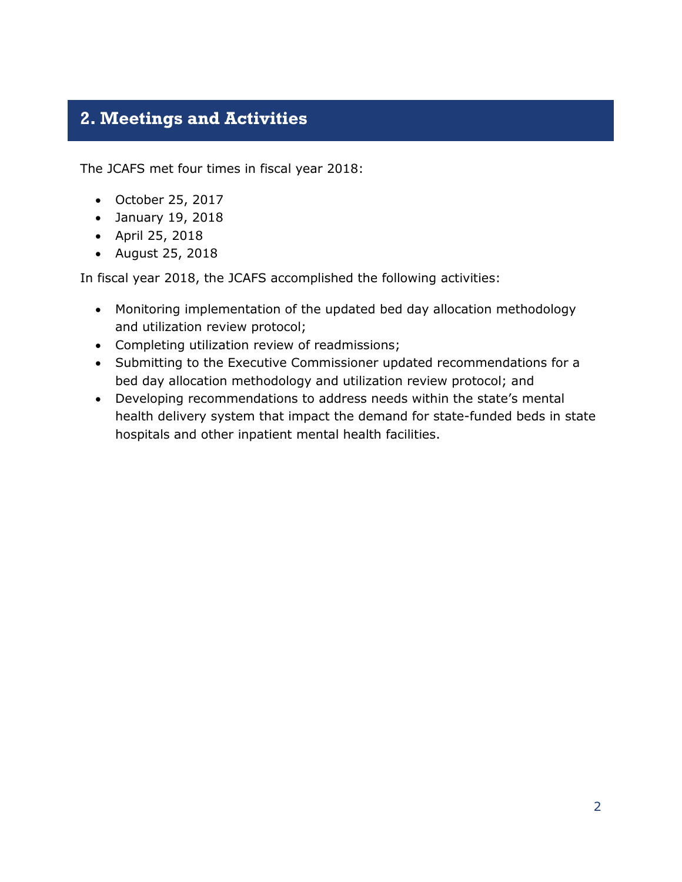## 2. Meetings and Activities

The JCAFS met four times in fiscal year 2018:

- October 25, 2017
- January 19, 2018
- April 25, 2018
- August 25, 2018

In fiscal year 2018, the JCAFS accomplished the following activities:

- Monitoring implementation of the updated bed day allocation methodology and utilization review protocol;
- Completing utilization review of readmissions;
- Submitting to the Executive Commissioner updated recommendations for a bed day allocation methodology and utilization review protocol; and
- Developing recommendations to address needs within the state's mental health delivery system that impact the demand for state-funded beds in state hospitals and other inpatient mental health facilities.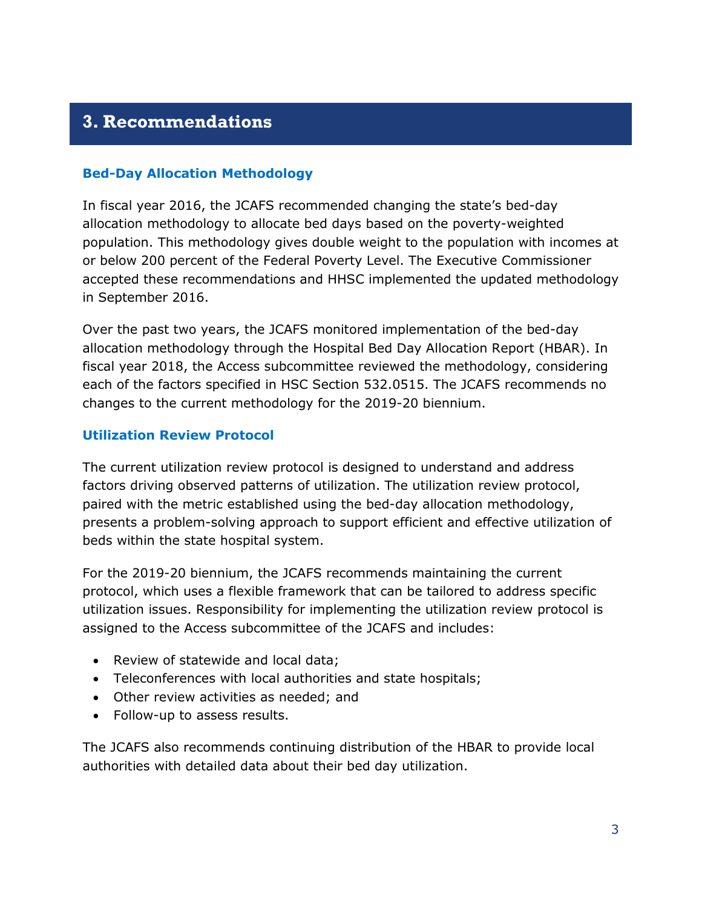# 3. Recommendations

### Bed-Day Allocation Methodology

In fiscal year 2016, the JCAFS recommended changing the state's bed-day allocation methodology to allocate bed days based on the poverty-weighted population. This methodology gives double weight to the population with incomes at or below 200 percent of the Federal Poverty Level. The Executive Commissioner accepted these recommendations and HHSC implemented the updated methodology in September 2016.

Over the past two years, the JCAFS monitored implementation of the bed-day allocation methodology through the Hospital Bed Day Allocation Report (HBAR). In fiscal year 2018, the Access subcommittee reviewed the methodology, considering each of the factors specified in HSC Section 532.0515. The JCAFS recommends no changes to the current methodology for the 2019-20 biennium.

### Utilization Review Protocol

The current utilization review protocol is designed to understand and address factors driving observed patterns of utilization. The utilization review protocol, paired with the metric established using the bed-day allocation methodology, presents a problem-solving approach to support efficient and effective utilization of beds within the state hospital system.

For the 2019-20 biennium, the JCAFS recommends maintaining the current protocol, which uses a flexible framework that can be tailored to address specific utilization issues. Responsibility for implementing the utilization review protocol is assigned to the Access subcommittee of the JCAFS and includes:

- Review of statewide and local data;
- Teleconferences with local authorities and state hospitals;
- Other review activities as needed; and
- Follow-up to assess results.

The JCAFS also recommends continuing distribution of the HBAR to provide local authorities with detailed data about their bed day utilization.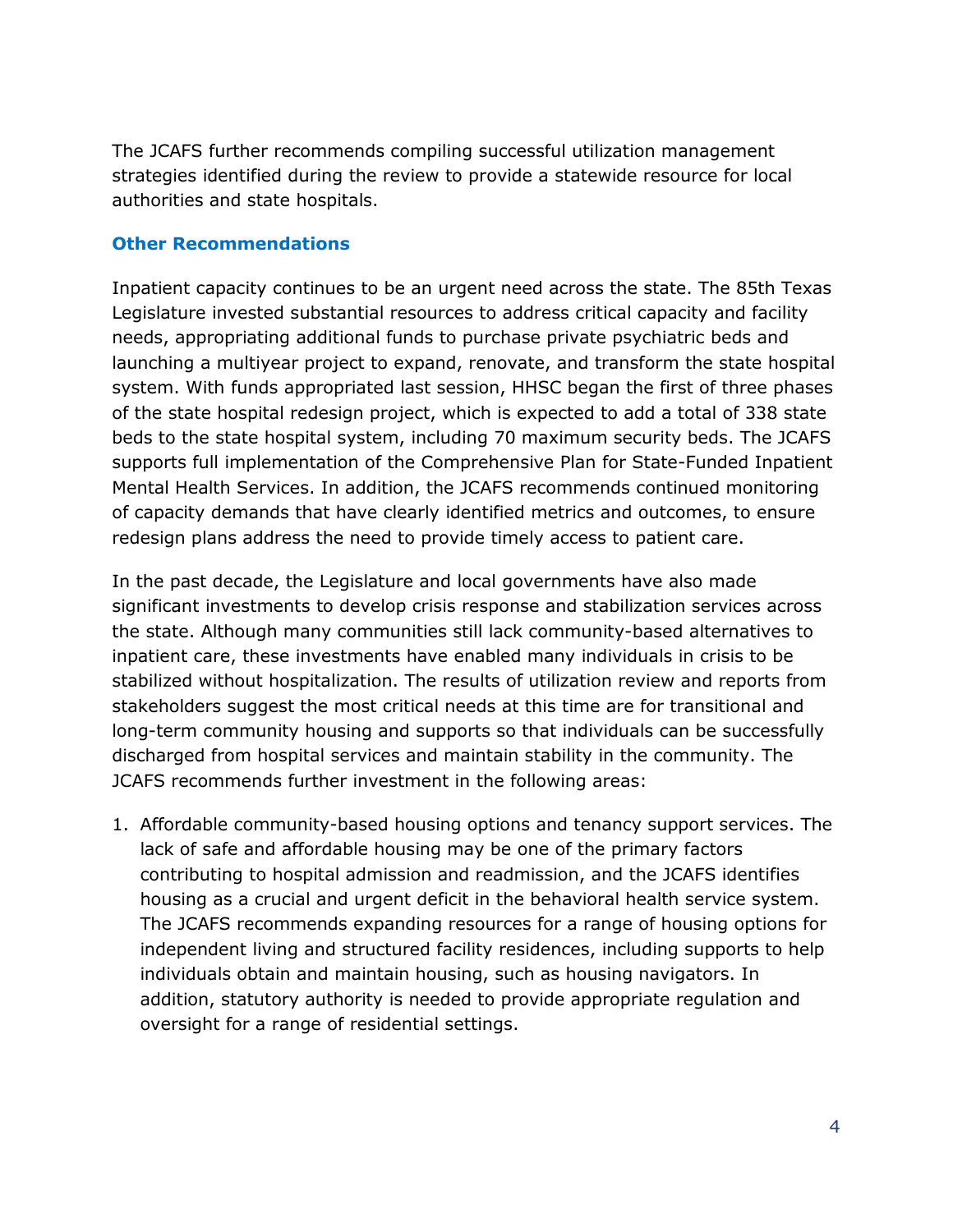The JCAFS further recommends compiling successful utilization management strategies identified during the review to provide a statewide resource for local authorities and state hospitals.

### Other Recommendations

Inpatient capacity continues to be an urgent need across the state. The 85th Texas Legislature invested substantial resources to address critical capacity and facility needs, appropriating additional funds to purchase private psychiatric beds and launching a multiyear project to expand, renovate, and transform the state hospital system. With funds appropriated last session, HHSC began the first of three phases of the state hospital redesign project, which is expected to add a total of 338 state beds to the state hospital system, including 70 maximum security beds. The JCAFS supports full implementation of the Comprehensive Plan for State-Funded Inpatient Mental Health Services. In addition, the JCAFS recommends continued monitoring of capacity demands that have clearly identified metrics and outcomes, to ensure redesign plans address the need to provide timely access to patient care.

In the past decade, the Legislature and local governments have also made significant investments to develop crisis response and stabilization services across the state. Although many communities still lack community-based alternatives to inpatient care, these investments have enabled many individuals in crisis to be stabilized without hospitalization. The results of utilization review and reports from stakeholders suggest the most critical needs at this time are for transitional and long-term community housing and supports so that individuals can be successfully discharged from hospital services and maintain stability in the community. The JCAFS recommends further investment in the following areas:

1. Affordable community-based housing options and tenancy support services. The lack of safe and affordable housing may be one of the primary factors contributing to hospital admission and readmission, and the JCAFS identifies housing as a crucial and urgent deficit in the behavioral health service system. The JCAFS recommends expanding resources for a range of housing options for independent living and structured facility residences, including supports to help individuals obtain and maintain housing, such as housing navigators. In addition, statutory authority is needed to provide appropriate regulation and oversight for a range of residential settings.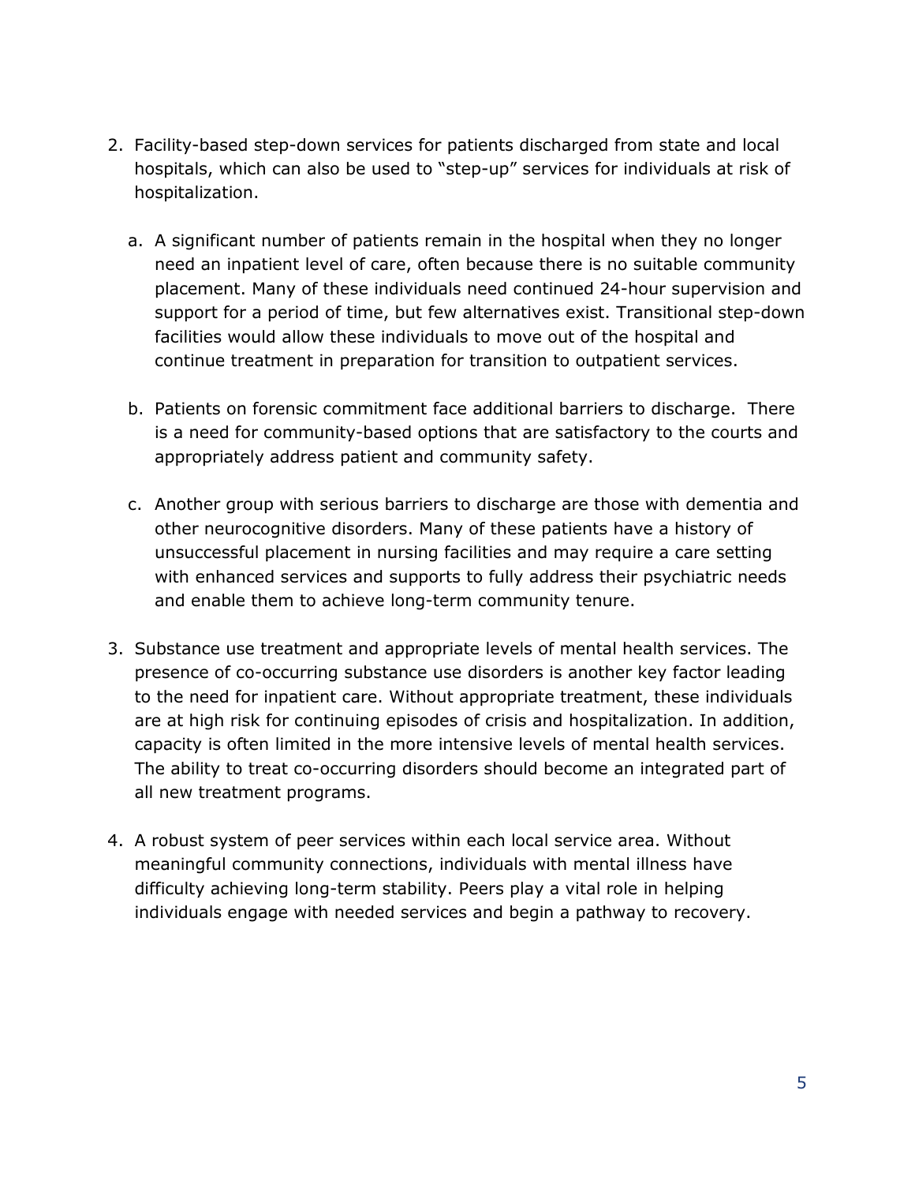2. Facility-based step-down services for patients discharged from state and local hospitals, which can also be used to "step-up" services for individuals at risk of hospitalization.

   a. A significant number of patients remain in the hospital when they no longer need an inpatient level of care, often because there is no suitable community placement. Many of these individuals need continued 24-hour supervision and support for a period of time, but few alternatives exist. Transitional step-down facilities would allow these individuals to move out of the hospital and continue treatment in preparation for transition to outpatient services.

   b. Patients on forensic commitment face additional barriers to discharge. There is a need for community-based options that are satisfactory to the courts and appropriately address patient and community safety.

   c. Another group with serious barriers to discharge are those with dementia and other neurocognitive disorders. Many of these patients have a history of unsuccessful placement in nursing facilities and may require a care setting with enhanced services and supports to fully address their psychiatric needs and enable them to achieve long-term community tenure.

3. Substance use treatment and appropriate levels of mental health services. The presence of co-occurring substance use disorders is another key factor leading to the need for inpatient care. Without appropriate treatment, these individuals are at high risk for continuing episodes of crisis and hospitalization. In addition, capacity is often limited in the more intensive levels of mental health services. The ability to treat co-occurring disorders should become an integrated part of all new treatment programs.

4. A robust system of peer services within each local service area. Without meaningful community connections, individuals with mental illness have difficulty achieving long-term stability. Peers play a vital role in helping individuals engage with needed services and begin a pathway to recovery.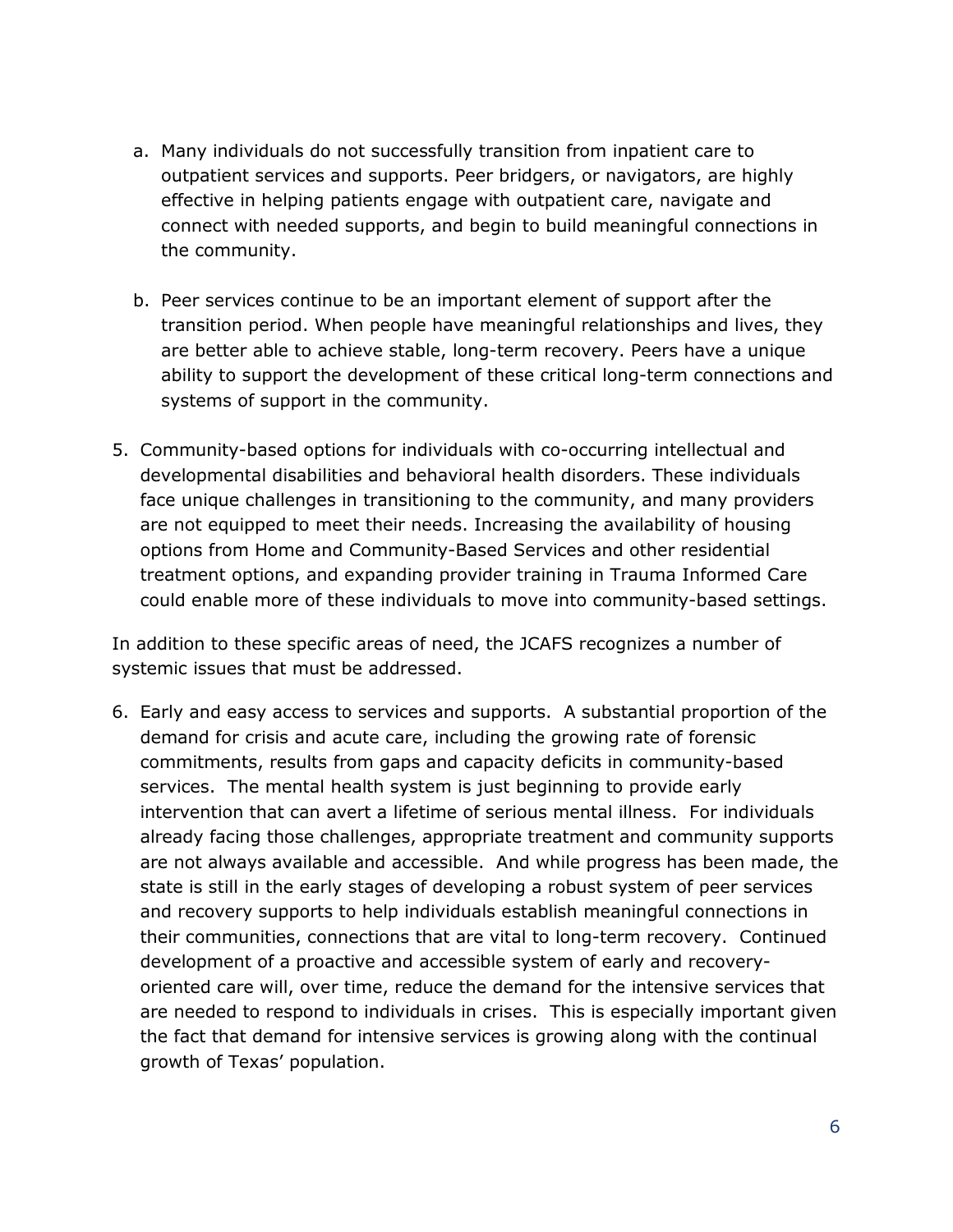a. Many individuals do not successfully transition from inpatient care to outpatient services and supports. Peer bridgers, or navigators, are highly effective in helping patients engage with outpatient care, navigate and connect with needed supports, and begin to build meaningful connections in the community.

   b. Peer services continue to be an important element of support after the transition period. When people have meaningful relationships and lives, they are better able to achieve stable, long-term recovery. Peers have a unique ability to support the development of these critical long-term connections and systems of support in the community.

5. Community-based options for individuals with co-occurring intellectual and developmental disabilities and behavioral health disorders. These individuals face unique challenges in transitioning to the community, and many providers are not equipped to meet their needs. Increasing the availability of housing options from Home and Community-Based Services and other residential treatment options, and expanding provider training in Trauma Informed Care could enable more of these individuals to move into community-based settings.

In addition to these specific areas of need, the JCAFS recognizes a number of systemic issues that must be addressed.

6. Early and easy access to services and supports. A substantial proportion of the demand for crisis and acute care, including the growing rate of forensic commitments, results from gaps and capacity deficits in community-based services. The mental health system is just beginning to provide early intervention that can avert a lifetime of serious mental illness. For individuals already facing those challenges, appropriate treatment and community supports are not always available and accessible. And while progress has been made, the state is still in the early stages of developing a robust system of peer services and recovery supports to help individuals establish meaningful connections in their communities, connections that are vital to long-term recovery. Continued development of a proactive and accessible system of early and recovery-oriented care will, over time, reduce the demand for the intensive services that are needed to respond to individuals in crises. This is especially important given the fact that demand for intensive services is growing along with the continual growth of Texas' population.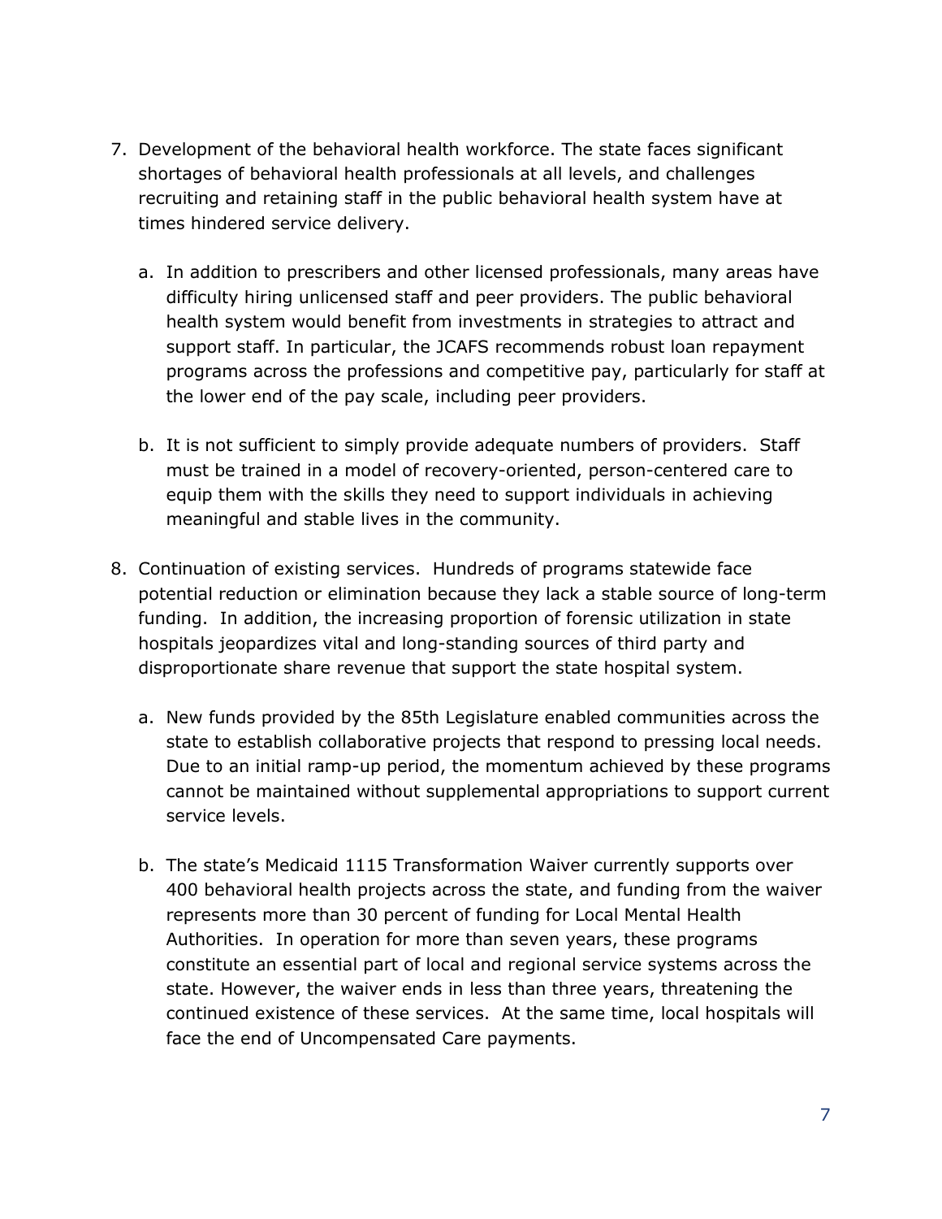7. Development of the behavioral health workforce. The state faces significant shortages of behavioral health professionals at all levels, and challenges recruiting and retaining staff in the public behavioral health system have at times hindered service delivery.

   a. In addition to prescribers and other licensed professionals, many areas have difficulty hiring unlicensed staff and peer providers. The public behavioral health system would benefit from investments in strategies to attract and support staff. In particular, the JCAFS recommends robust loan repayment programs across the professions and competitive pay, particularly for staff at the lower end of the pay scale, including peer providers.

   b. It is not sufficient to simply provide adequate numbers of providers. Staff must be trained in a model of recovery-oriented, person-centered care to equip them with the skills they need to support individuals in achieving meaningful and stable lives in the community.

8. Continuation of existing services. Hundreds of programs statewide face potential reduction or elimination because they lack a stable source of long-term funding. In addition, the increasing proportion of forensic utilization in state hospitals jeopardizes vital and long-standing sources of third party and disproportionate share revenue that support the state hospital system.

   a. New funds provided by the 85th Legislature enabled communities across the state to establish collaborative projects that respond to pressing local needs. Due to an initial ramp-up period, the momentum achieved by these programs cannot be maintained without supplemental appropriations to support current service levels.

   b. The state's Medicaid 1115 Transformation Waiver currently supports over 400 behavioral health projects across the state, and funding from the waiver represents more than 30 percent of funding for Local Mental Health Authorities. In operation for more than seven years, these programs constitute an essential part of local and regional service systems across the state. However, the waiver ends in less than three years, threatening the continued existence of these services. At the same time, local hospitals will face the end of Uncompensated Care payments.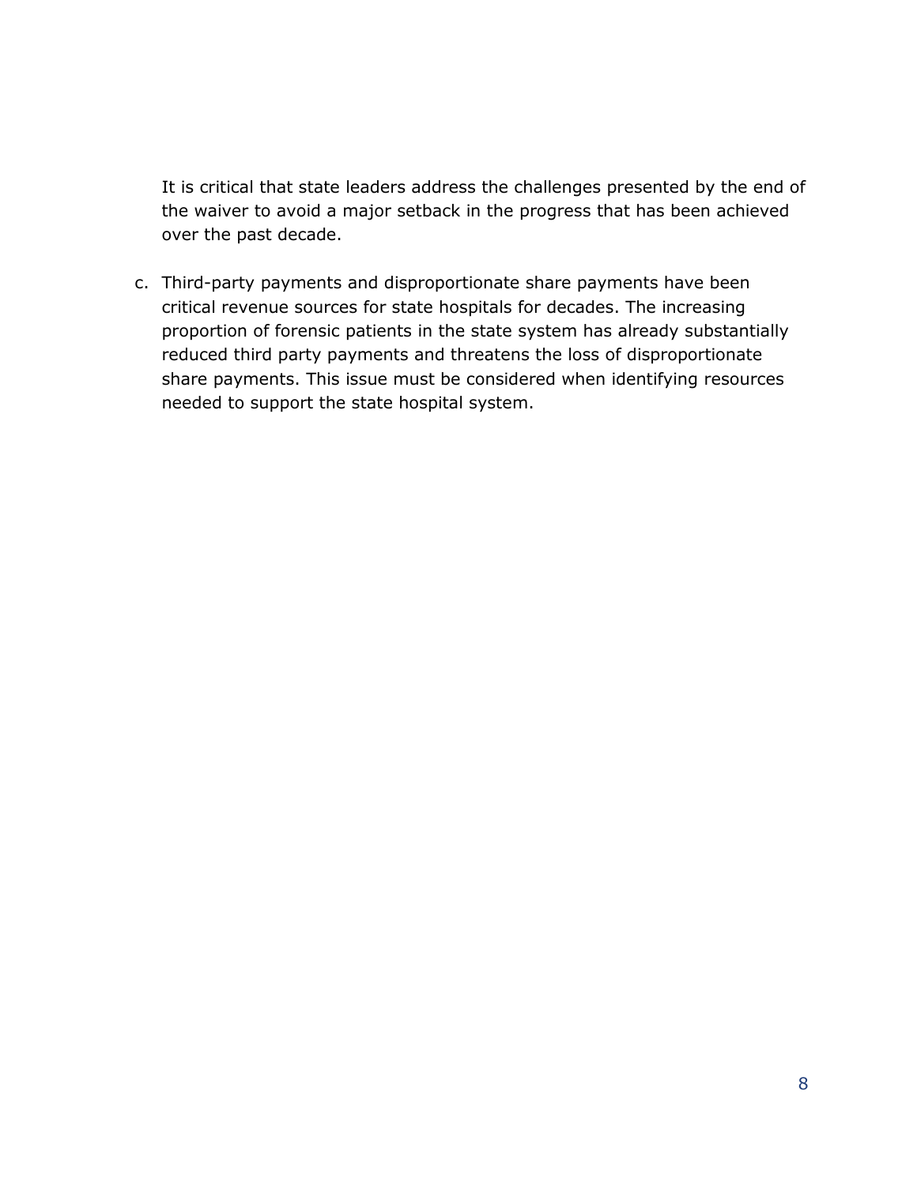It is critical that state leaders address the challenges presented by the end of the waiver to avoid a major setback in the progress that has been achieved over the past decade.

c. Third-party payments and disproportionate share payments have been critical revenue sources for state hospitals for decades. The increasing proportion of forensic patients in the state system has already substantially reduced third party payments and threatens the loss of disproportionate share payments. This issue must be considered when identifying resources needed to support the state hospital system.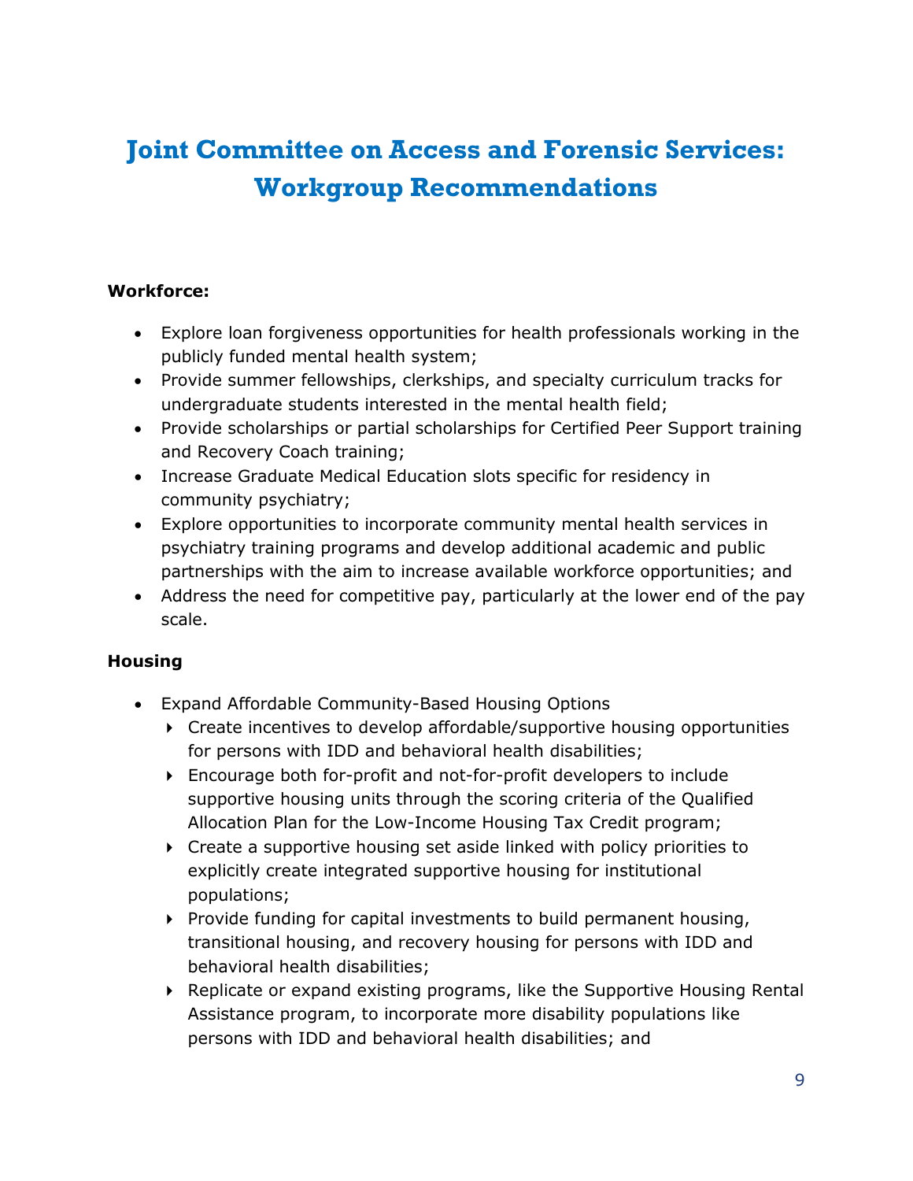# Joint Committee on Access and Forensic Services: Workgroup Recommendations

**Workforce:**

- Explore loan forgiveness opportunities for health professionals working in the publicly funded mental health system;
- Provide summer fellowships, clerkships, and specialty curriculum tracks for undergraduate students interested in the mental health field;
- Provide scholarships or partial scholarships for Certified Peer Support training and Recovery Coach training;
- Increase Graduate Medical Education slots specific for residency in community psychiatry;
- Explore opportunities to incorporate community mental health services in psychiatry training programs and develop additional academic and public partnerships with the aim to increase available workforce opportunities; and
- Address the need for competitive pay, particularly at the lower end of the pay scale.

**Housing**

- Expand Affordable Community-Based Housing Options
  - Create incentives to develop affordable/supportive housing opportunities for persons with IDD and behavioral health disabilities;
  - Encourage both for-profit and not-for-profit developers to include supportive housing units through the scoring criteria of the Qualified Allocation Plan for the Low-Income Housing Tax Credit program;
  - Create a supportive housing set aside linked with policy priorities to explicitly create integrated supportive housing for institutional populations;
  - Provide funding for capital investments to build permanent housing, transitional housing, and recovery housing for persons with IDD and behavioral health disabilities;
  - Replicate or expand existing programs, like the Supportive Housing Rental Assistance program, to incorporate more disability populations like persons with IDD and behavioral health disabilities; and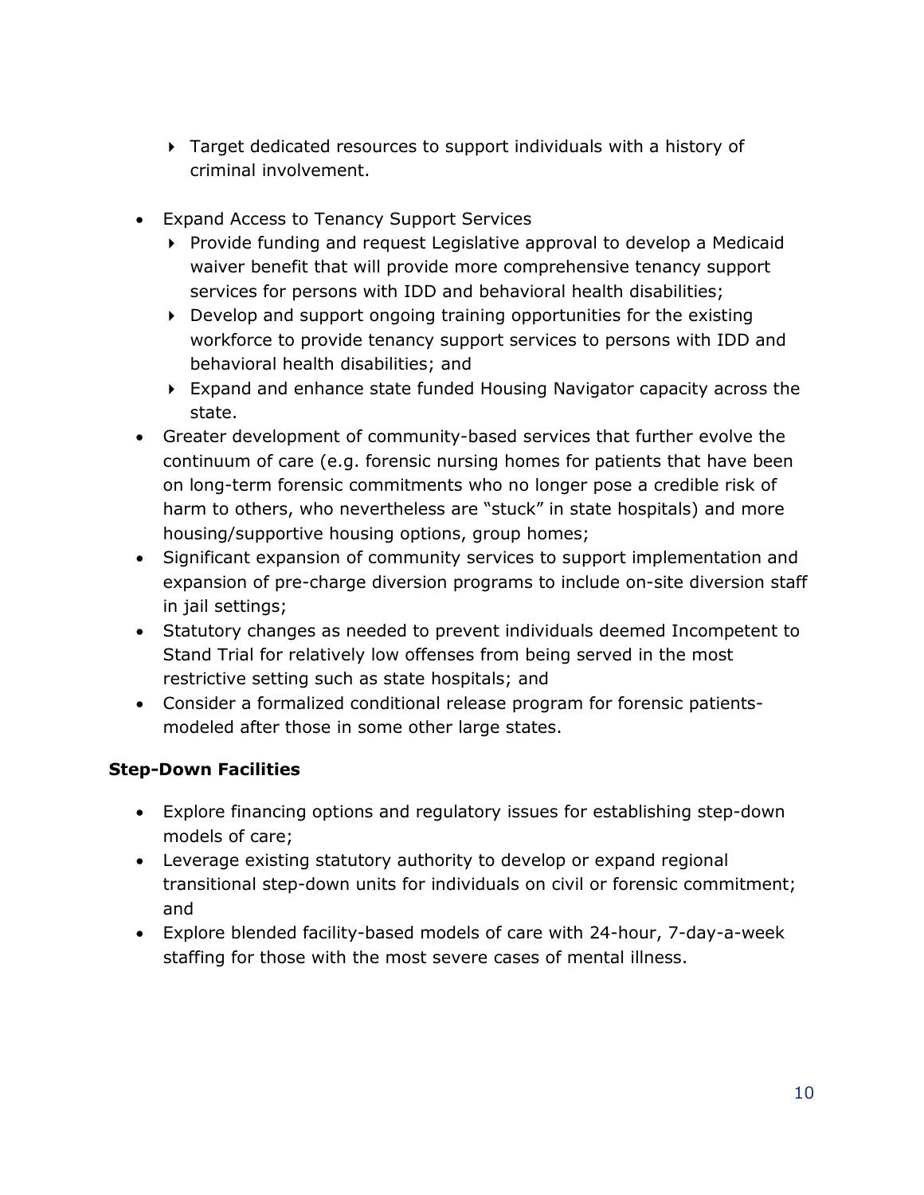- Target dedicated resources to support individuals with a history of criminal involvement.

- Expand Access to Tenancy Support Services
  - Provide funding and request Legislative approval to develop a Medicaid waiver benefit that will provide more comprehensive tenancy support services for persons with IDD and behavioral health disabilities;
  - Develop and support ongoing training opportunities for the existing workforce to provide tenancy support services to persons with IDD and behavioral health disabilities; and
  - Expand and enhance state funded Housing Navigator capacity across the state.
- Greater development of community-based services that further evolve the continuum of care (e.g. forensic nursing homes for patients that have been on long-term forensic commitments who no longer pose a credible risk of harm to others, who nevertheless are "stuck" in state hospitals) and more housing/supportive housing options, group homes;
- Significant expansion of community services to support implementation and expansion of pre-charge diversion programs to include on-site diversion staff in jail settings;
- Statutory changes as needed to prevent individuals deemed Incompetent to Stand Trial for relatively low offenses from being served in the most restrictive setting such as state hospitals; and
- Consider a formalized conditional release program for forensic patients- modeled after those in some other large states.

**Step-Down Facilities**

- Explore financing options and regulatory issues for establishing step-down models of care;
- Leverage existing statutory authority to develop or expand regional transitional step-down units for individuals on civil or forensic commitment; and
- Explore blended facility-based models of care with 24-hour, 7-day-a-week staffing for those with the most severe cases of mental illness.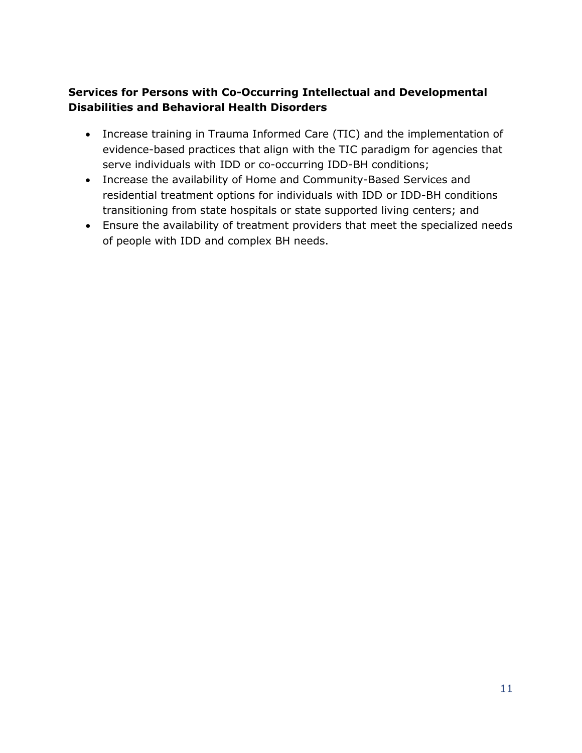**Services for Persons with Co-Occurring Intellectual and Developmental Disabilities and Behavioral Health Disorders**

- Increase training in Trauma Informed Care (TIC) and the implementation of evidence-based practices that align with the TIC paradigm for agencies that serve individuals with IDD or co-occurring IDD-BH conditions;
- Increase the availability of Home and Community-Based Services and residential treatment options for individuals with IDD or IDD-BH conditions transitioning from state hospitals or state supported living centers; and
- Ensure the availability of treatment providers that meet the specialized needs of people with IDD and complex BH needs.